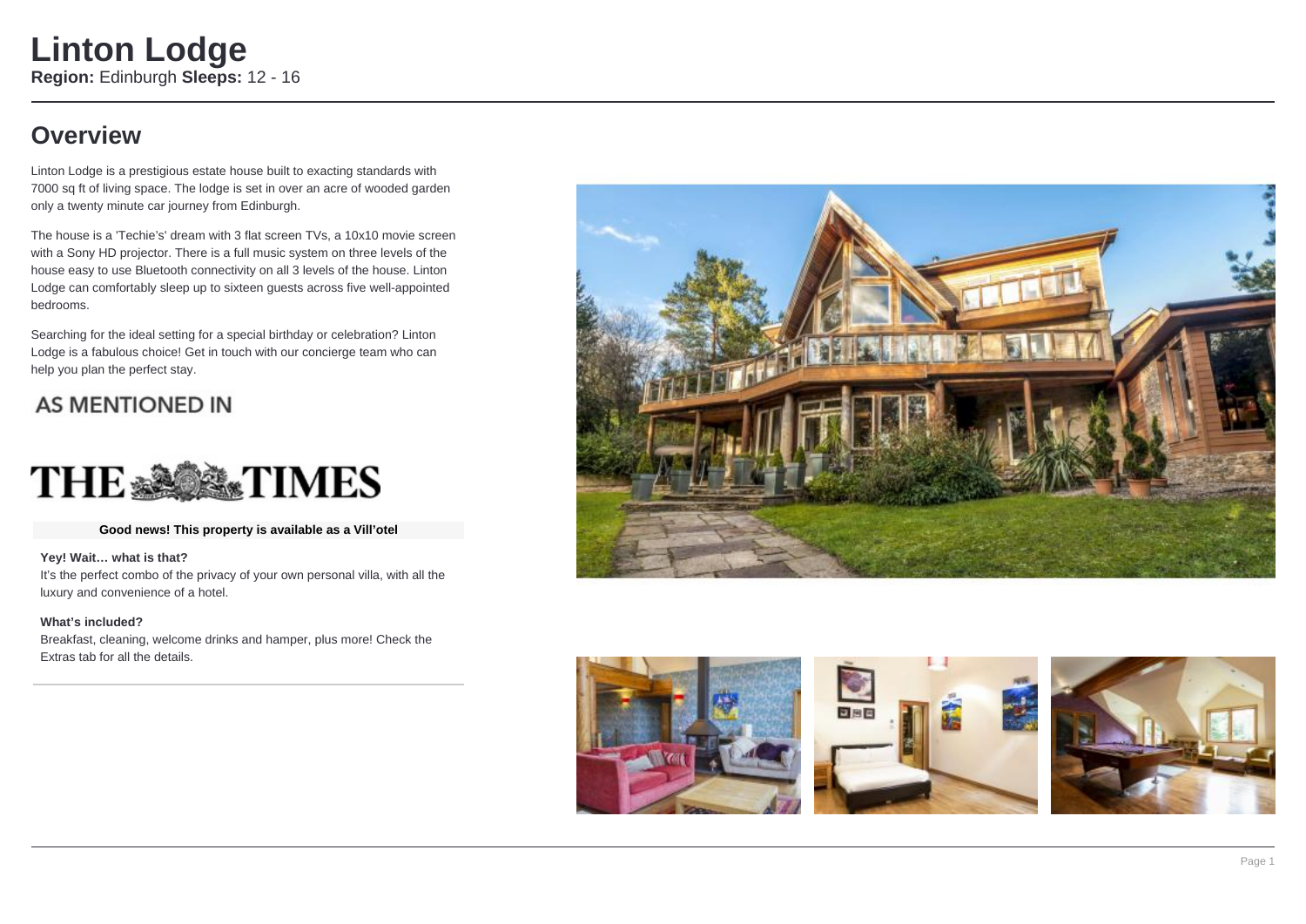# Linton Lodge

**Region:** Edinburgh **Sleeps:** 12 - 16

## Overview

Linton Lodge is a prestigious estate house built to exacting standards with 7000 sq ft of living space. The lodge is set in over an acre of wooded garden only a twenty minute car journey from Edinburgh.

The house is a 'Techie's' dream with 3 flat screen TVs, a 10x10 movie screen with a Sony HD projector. There is a full music system on three levels of the house easy to use Bluetooth connectivity on all 3 levels of the house. Linton Lodge can comfortably sleep up to sixteen guests across five well-appointed bedrooms.

Searching for the ideal setting for a special birthday or celebration? Linton Lodge is a fabulous choice! Get in touch with our concierge team who can help you plan the perfect stay.

AS MENTIONED IN

THE TIMES

**Good news! This property is available as a Vill'otel**

**Yey! Wait… what is that?**

It's the perfect combo of the privacy of your own personal villa, with all the luxury and convenience of a hotel.

**What's included?**

Breakfast, cleaning, welcome drinks and hamper, plus more! Check the Extras tab for all the details.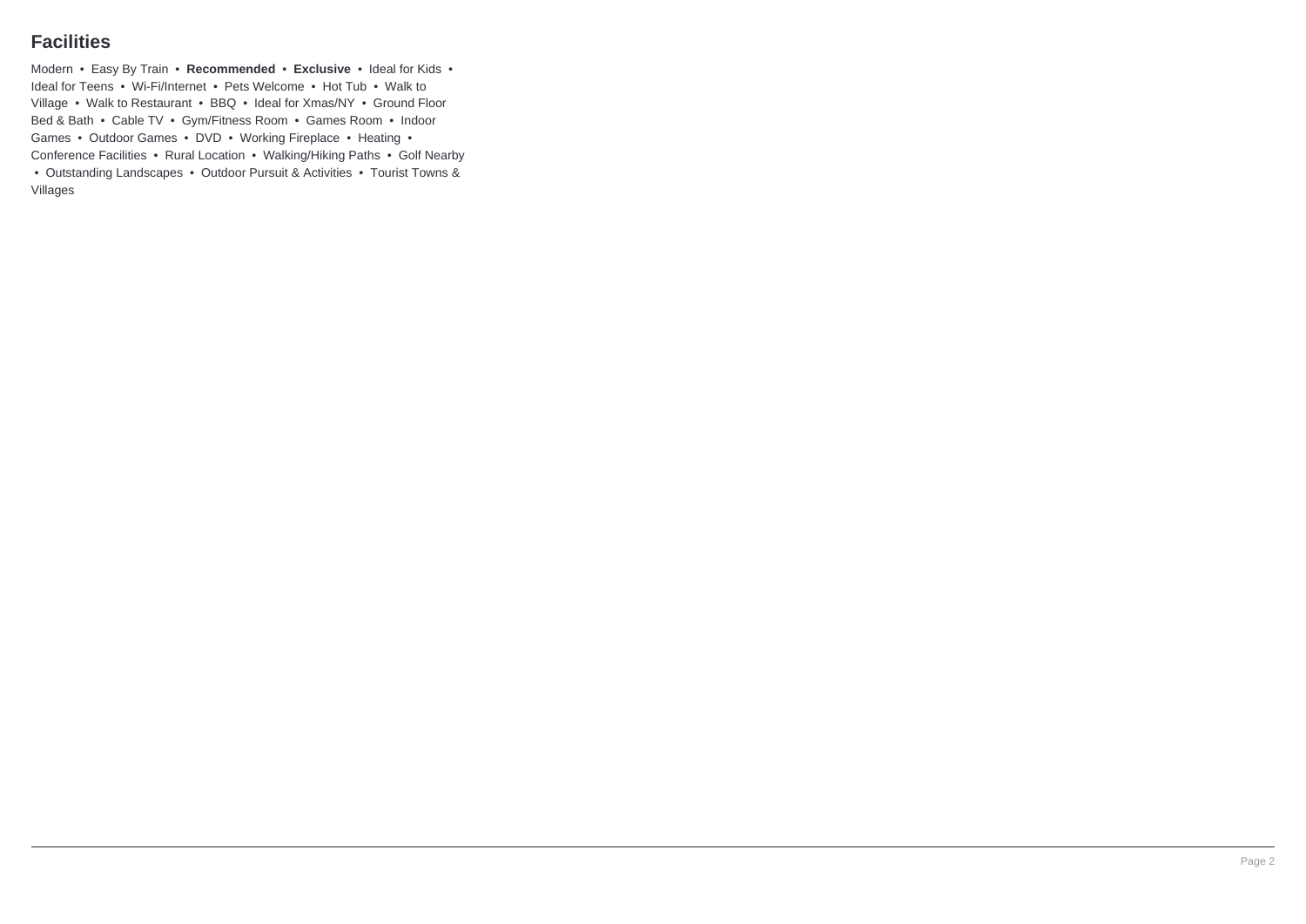## Facilities

Modern • Easy By Train • **Recommended** • **Exclusive** • Ideal for Kids • Ideal for Teens • Wi-Fi/Internet • Pets Welcome • Hot Tub • Walk to Village • Walk to Restaurant • BBQ • Ideal for Xmas/NY • Ground Floor Bed & Bath • Cable TV • Gym/Fitness Room • Games Room • Indoor Games • Outdoor Games • DVD • Working Fireplace • Heating • Conference Facilities • Rural Location • Walking/Hiking Paths • Golf Nearby • Outstanding Landscapes • Outdoor Pursuit & Activities • Tourist Towns & Villages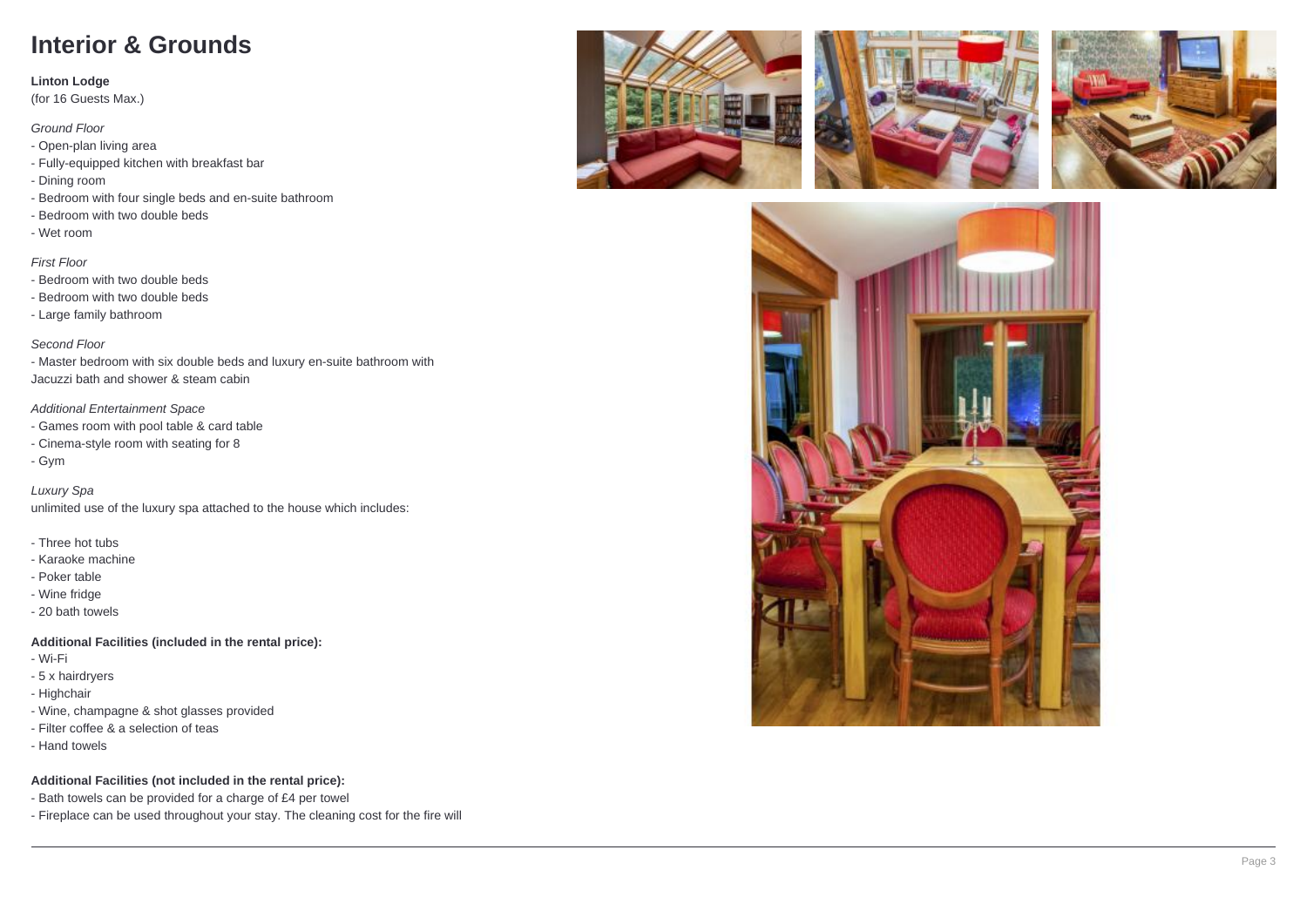# Interior & Grounds

**Linton Lodge**
(for 16 Guests Max.)

*Ground Floor*

- Open-plan living area
- Fully-equipped kitchen with breakfast bar
- Dining room
- Bedroom with four single beds and en-suite bathroom
- Bedroom with two double beds
- Wet room

*First Floor*

- Bedroom with two double beds
- Bedroom with two double beds
- Large family bathroom

*Second Floor*

- Master bedroom with six double beds and luxury en-suite bathroom with Jacuzzi bath and shower & steam cabin

*Additional Entertainment Space*

- Games room with pool table & card table
- Cinema-style room with seating for 8
- Gym

*Luxury Spa*

unlimited use of the luxury spa attached to the house which includes:

- Three hot tubs
- Karaoke machine
- Poker table
- Wine fridge
- 20 bath towels

**Additional Facilities (included in the rental price):**

- Wi-Fi
- 5 x hairdryers
- Highchair
- Wine, champagne & shot glasses provided
- Filter coffee & a selection of teas
- Hand towels

**Additional Facilities (not included in the rental price):**

- Bath towels can be provided for a charge of £4 per towel
- Fireplace can be used throughout your stay. The cleaning cost for the fire will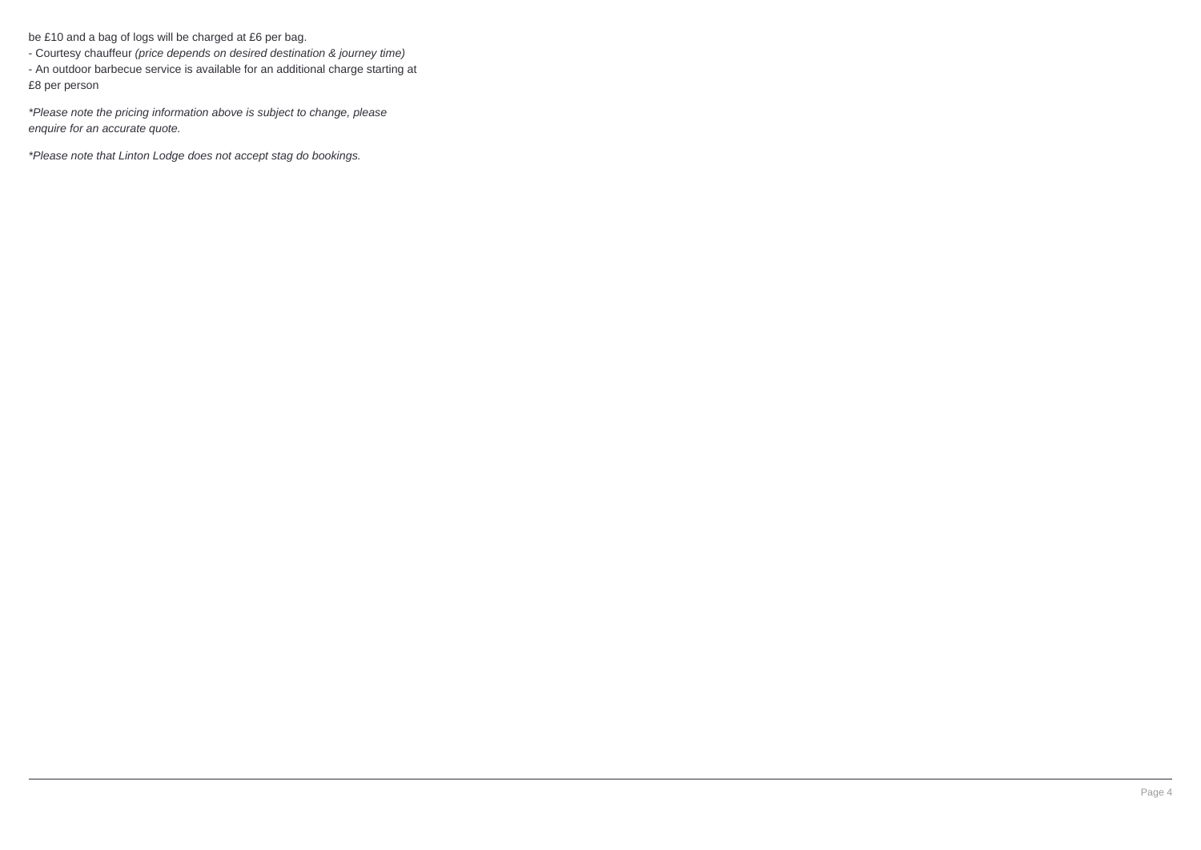be £10 and a bag of logs will be charged at £6 per bag.

- Courtesy chauffeur *(price depends on desired destination & journey time)*
- An outdoor barbecue service is available for an additional charge starting at £8 per person

*\*Please note the pricing information above is subject to change, please enquire for an accurate quote.*

*\*Please note that Linton Lodge does not accept stag do bookings.*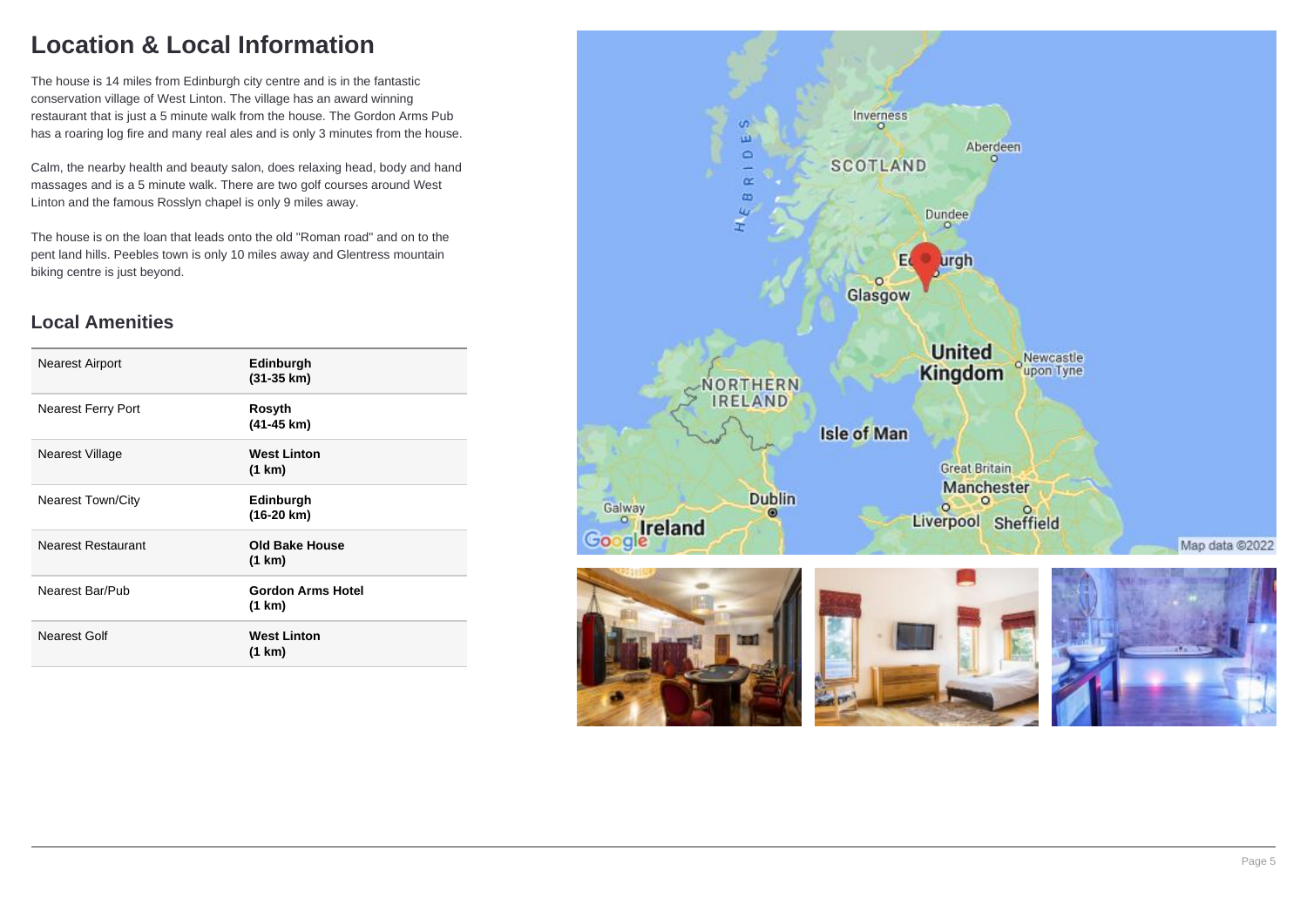# Location & Local Information

The house is 14 miles from Edinburgh city centre and is in the fantastic conservation village of West Linton. The village has an award winning restaurant that is just a 5 minute walk from the house. The Gordon Arms Pub has a roaring log fire and many real ales and is only 3 minutes from the house.

Calm, the nearby health and beauty salon, does relaxing head, body and hand massages and is a 5 minute walk. There are two golf courses around West Linton and the famous Rosslyn chapel is only 9 miles away.

The house is on the loan that leads onto the old "Roman road" and on to the pent land hills. Peebles town is only 10 miles away and Glentress mountain biking centre is just beyond.

## Local Amenities

| | |
|---|---|
| Nearest Airport | **Edinburgh (31-35 km)** |
| Nearest Ferry Port | **Rosyth (41-45 km)** |
| Nearest Village | **West Linton (1 km)** |
| Nearest Town/City | **Edinburgh (16-20 km)** |
| Nearest Restaurant | **Old Bake House (1 km)** |
| Nearest Bar/Pub | **Gordon Arms Hotel (1 km)** |
| Nearest Golf | **West Linton (1 km)** |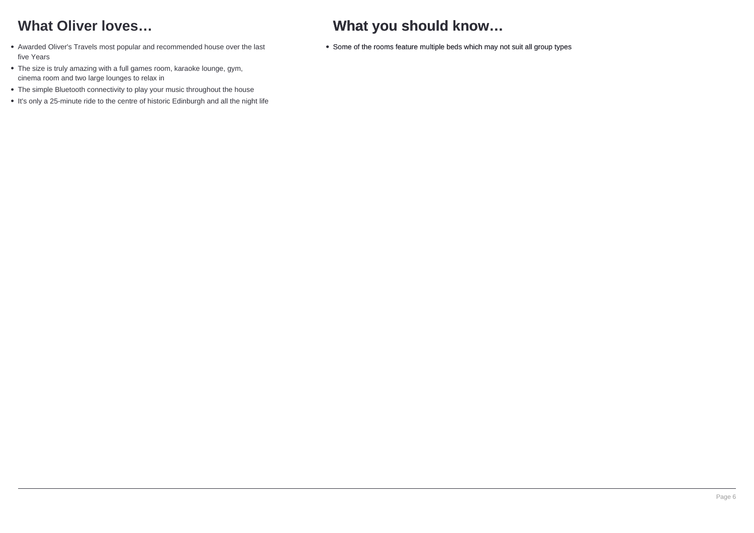## What Oliver loves…

- Awarded Oliver's Travels most popular and recommended house over the last five Years
- The size is truly amazing with a full games room, karaoke lounge, gym, cinema room and two large lounges to relax in
- The simple Bluetooth connectivity to play your music throughout the house
- It's only a 25-minute ride to the centre of historic Edinburgh and all the night life

## What you should know…

- Some of the rooms feature multiple beds which may not suit all group types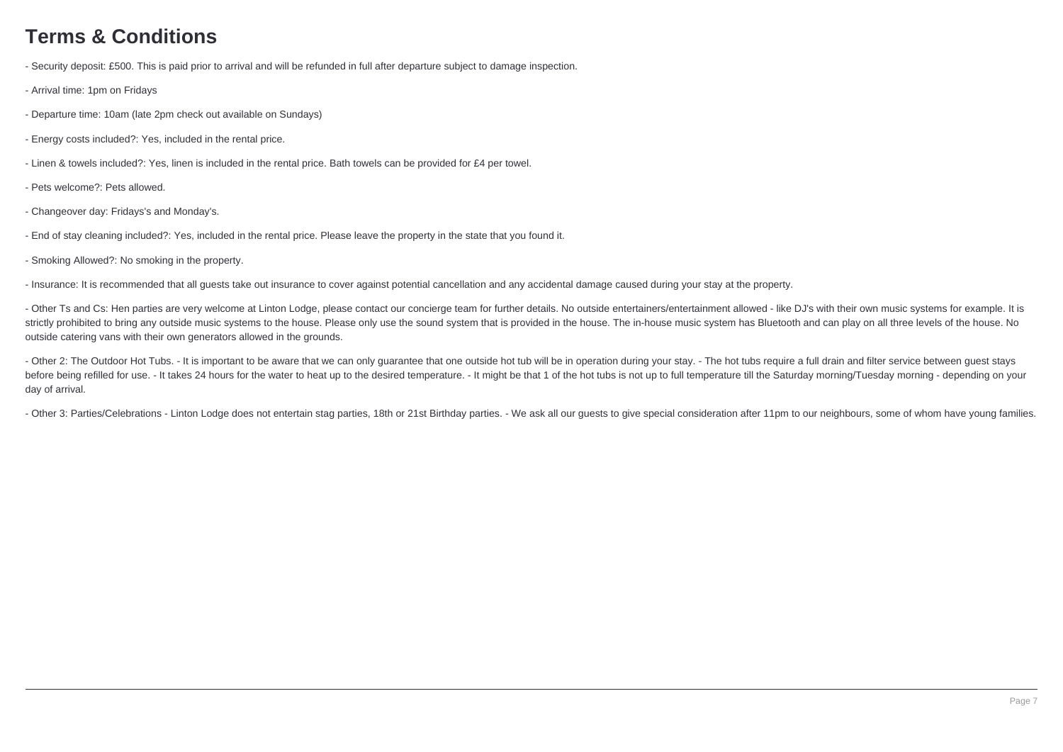# Terms & Conditions

- Security deposit: £500. This is paid prior to arrival and will be refunded in full after departure subject to damage inspection.

- Arrival time: 1pm on Fridays

- Departure time: 10am (late 2pm check out available on Sundays)

- Energy costs included?: Yes, included in the rental price.

- Linen & towels included?: Yes, linen is included in the rental price. Bath towels can be provided for £4 per towel.

- Pets welcome?: Pets allowed.

- Changeover day: Fridays's and Monday's.

- End of stay cleaning included?: Yes, included in the rental price. Please leave the property in the state that you found it.

- Smoking Allowed?: No smoking in the property.

- Insurance: It is recommended that all guests take out insurance to cover against potential cancellation and any accidental damage caused during your stay at the property.

- Other Ts and Cs: Hen parties are very welcome at Linton Lodge, please contact our concierge team for further details. No outside entertainers/entertainment allowed - like DJ's with their own music systems for example. It is strictly prohibited to bring any outside music systems to the house. Please only use the sound system that is provided in the house. The in-house music system has Bluetooth and can play on all three levels of the house. No outside catering vans with their own generators allowed in the grounds.

- Other 2: The Outdoor Hot Tubs. - It is important to be aware that we can only guarantee that one outside hot tub will be in operation during your stay. - The hot tubs require a full drain and filter service between guest stays before being refilled for use. - It takes 24 hours for the water to heat up to the desired temperature. - It might be that 1 of the hot tubs is not up to full temperature till the Saturday morning/Tuesday morning - depending on your day of arrival.

- Other 3: Parties/Celebrations - Linton Lodge does not entertain stag parties, 18th or 21st Birthday parties. - We ask all our guests to give special consideration after 11pm to our neighbours, some of whom have young families.